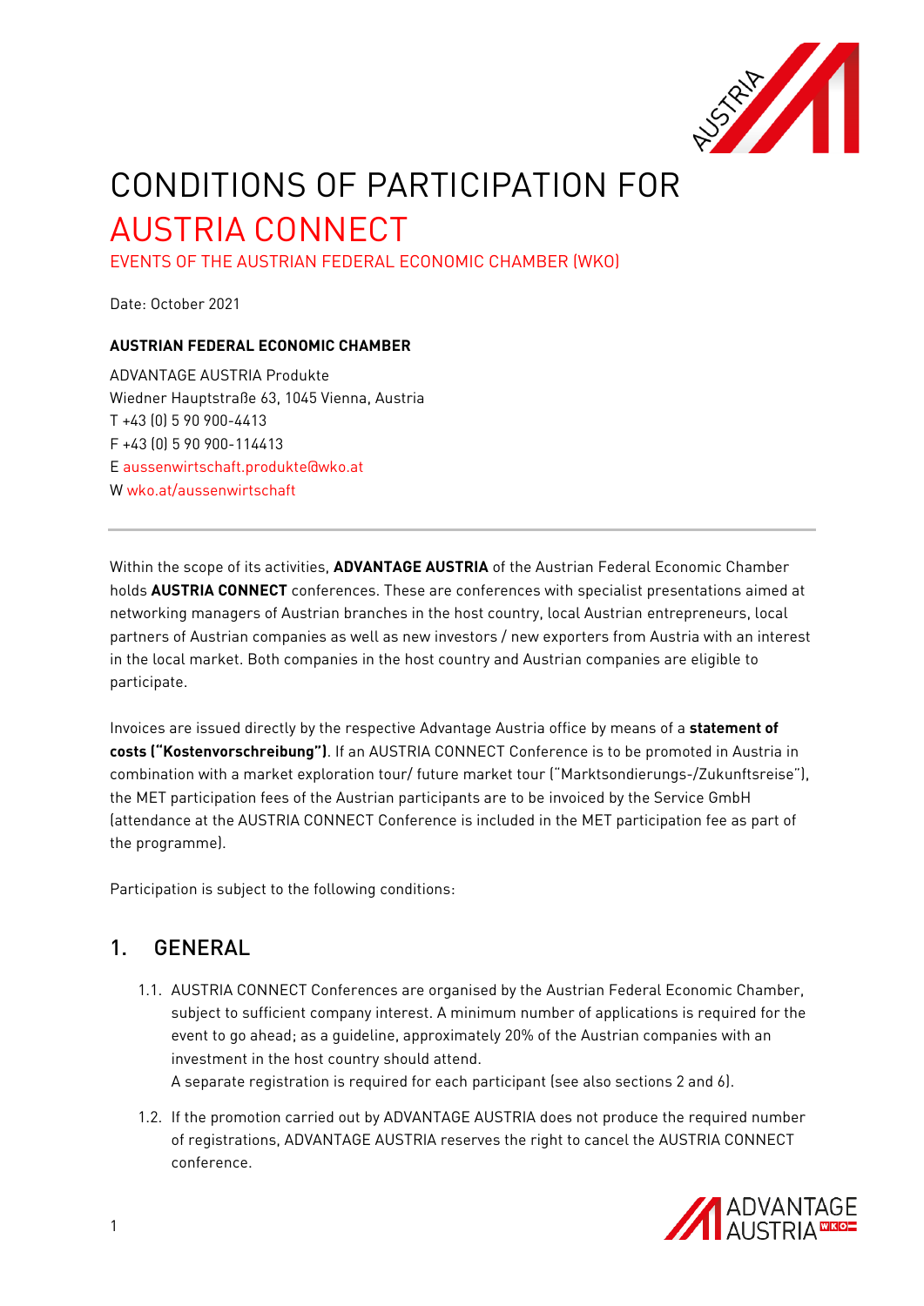# CONDITIONS OF PARTICIPATION FOR AUSTRIA CONNECT

EVENTS OF THE AUSTRIAN FEDERAL ECONOMIC CHAMBER (WKO)

Date: October 2021

**AUSTRIAN FEDERAL ECONOMIC CHAMBER**

ADVANTAGE AUSTRIA Produkte
Wiedner Hauptstraße 63, 1045 Vienna, Austria
T +43 (0) 5 90 900-4413
F +43 (0) 5 90 900-114413
E aussenwirtschaft.produkte@wko.at
W wko.at/aussenwirtschaft

---

Within the scope of its activities, **ADVANTAGE AUSTRIA** of the Austrian Federal Economic Chamber holds **AUSTRIA CONNECT** conferences. These are conferences with specialist presentations aimed at networking managers of Austrian branches in the host country, local Austrian entrepreneurs, local partners of Austrian companies as well as new investors / new exporters from Austria with an interest in the local market. Both companies in the host country and Austrian companies are eligible to participate.

Invoices are issued directly by the respective Advantage Austria office by means of a **statement of costs ("Kostenvorschreibung")**. If an AUSTRIA CONNECT Conference is to be promoted in Austria in combination with a market exploration tour/ future market tour ("Marktsondierungs-/Zukunftsreise"), the MET participation fees of the Austrian participants are to be invoiced by the Service GmbH (attendance at the AUSTRIA CONNECT Conference is included in the MET participation fee as part of the programme).

Participation is subject to the following conditions:

## 1. GENERAL

1.1. AUSTRIA CONNECT Conferences are organised by the Austrian Federal Economic Chamber, subject to sufficient company interest. A minimum number of applications is required for the event to go ahead; as a guideline, approximately 20% of the Austrian companies with an investment in the host country should attend.
A separate registration is required for each participant (see also sections 2 and 6).

1.2. If the promotion carried out by ADVANTAGE AUSTRIA does not produce the required number of registrations, ADVANTAGE AUSTRIA reserves the right to cancel the AUSTRIA CONNECT conference.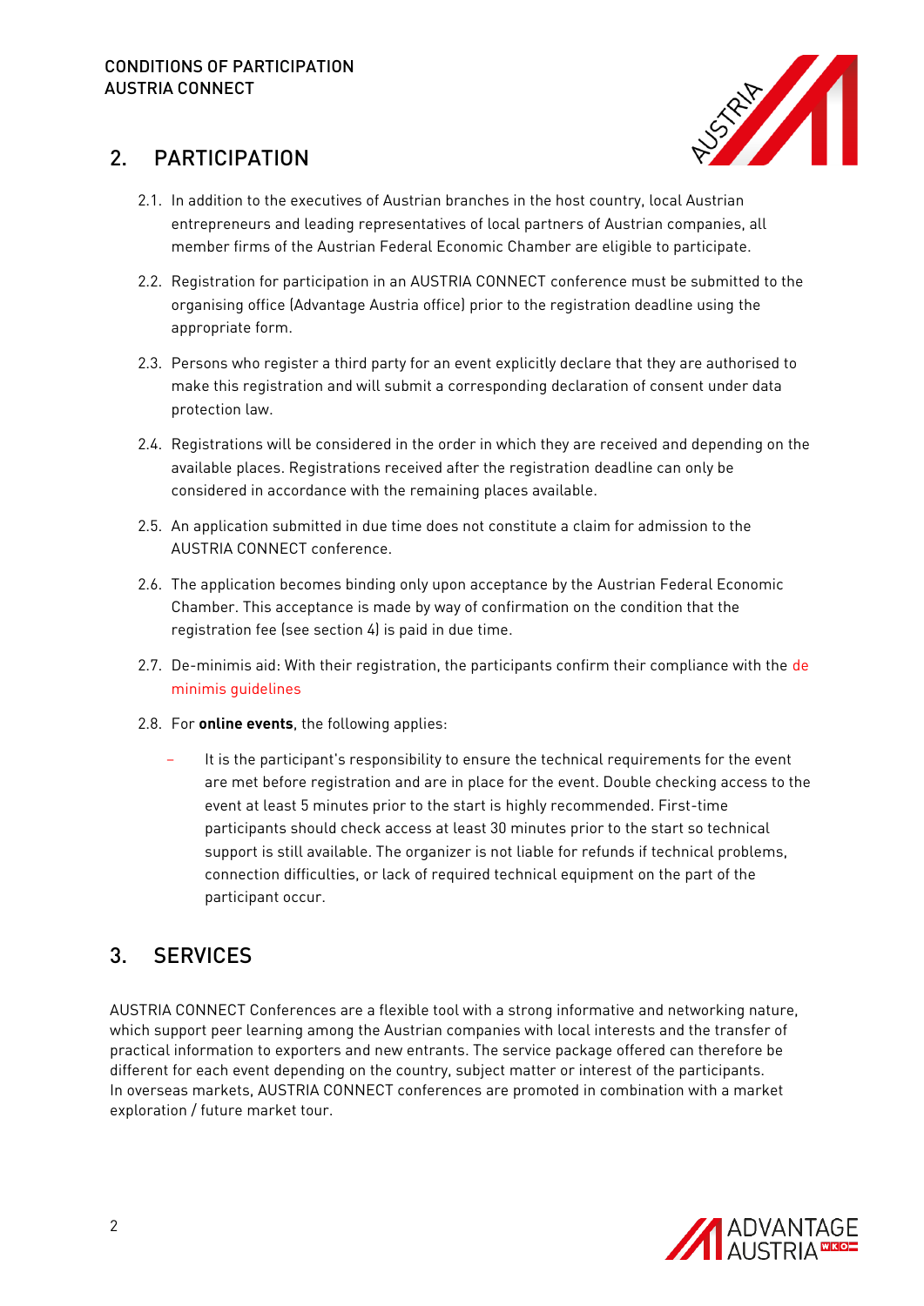## 2. PARTICIPATION

2.1. In addition to the executives of Austrian branches in the host country, local Austrian entrepreneurs and leading representatives of local partners of Austrian companies, all member firms of the Austrian Federal Economic Chamber are eligible to participate.

2.2. Registration for participation in an AUSTRIA CONNECT conference must be submitted to the organising office (Advantage Austria office) prior to the registration deadline using the appropriate form.

2.3. Persons who register a third party for an event explicitly declare that they are authorised to make this registration and will submit a corresponding declaration of consent under data protection law.

2.4. Registrations will be considered in the order in which they are received and depending on the available places. Registrations received after the registration deadline can only be considered in accordance with the remaining places available.

2.5. An application submitted in due time does not constitute a claim for admission to the AUSTRIA CONNECT conference.

2.6. The application becomes binding only upon acceptance by the Austrian Federal Economic Chamber. This acceptance is made by way of confirmation on the condition that the registration fee (see section 4) is paid in due time.

2.7. De-minimis aid: With their registration, the participants confirm their compliance with the de minimis guidelines

2.8. For **online events**, the following applies:

- It is the participant's responsibility to ensure the technical requirements for the event are met before registration and are in place for the event. Double checking access to the event at least 5 minutes prior to the start is highly recommended. First-time participants should check access at least 30 minutes prior to the start so technical support is still available. The organizer is not liable for refunds if technical problems, connection difficulties, or lack of required technical equipment on the part of the participant occur.

## 3. SERVICES

AUSTRIA CONNECT Conferences are a flexible tool with a strong informative and networking nature, which support peer learning among the Austrian companies with local interests and the transfer of practical information to exporters and new entrants. The service package offered can therefore be different for each event depending on the country, subject matter or interest of the participants. In overseas markets, AUSTRIA CONNECT conferences are promoted in combination with a market exploration / future market tour.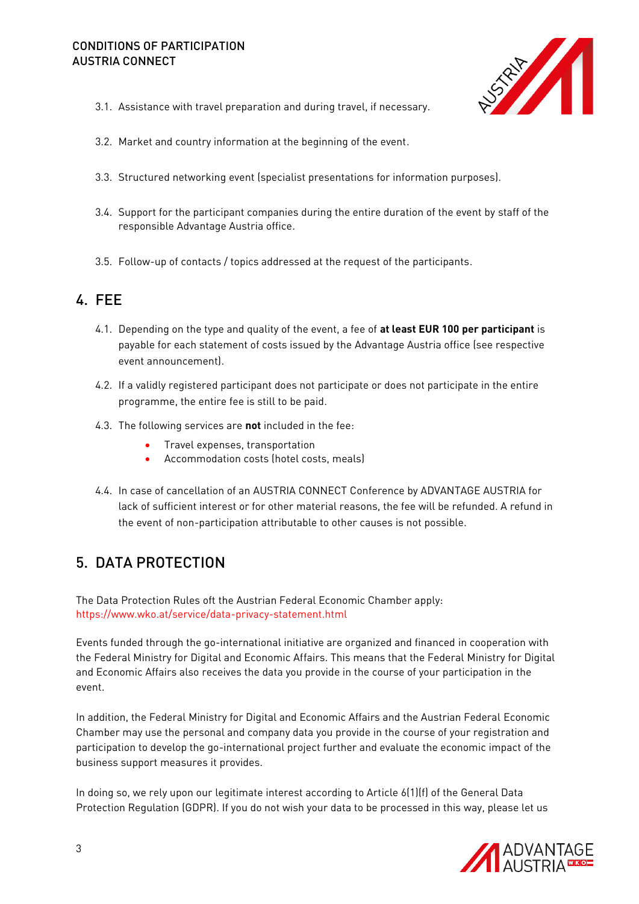3.1. Assistance with travel preparation and during travel, if necessary.

3.2. Market and country information at the beginning of the event.

3.3. Structured networking event (specialist presentations for information purposes).

3.4. Support for the participant companies during the entire duration of the event by staff of the responsible Advantage Austria office.

3.5. Follow-up of contacts / topics addressed at the request of the participants.

## 4. FEE

4.1. Depending on the type and quality of the event, a fee of **at least EUR 100 per participant** is payable for each statement of costs issued by the Advantage Austria office (see respective event announcement).

4.2. If a validly registered participant does not participate or does not participate in the entire programme, the entire fee is still to be paid.

4.3. The following services are **not** included in the fee:

- Travel expenses, transportation
- Accommodation costs (hotel costs, meals)

4.4. In case of cancellation of an AUSTRIA CONNECT Conference by ADVANTAGE AUSTRIA for lack of sufficient interest or for other material reasons, the fee will be refunded. A refund in the event of non-participation attributable to other causes is not possible.

## 5. DATA PROTECTION

The Data Protection Rules oft the Austrian Federal Economic Chamber apply:
https://www.wko.at/service/data-privacy-statement.html

Events funded through the go-international initiative are organized and financed in cooperation with the Federal Ministry for Digital and Economic Affairs. This means that the Federal Ministry for Digital and Economic Affairs also receives the data you provide in the course of your participation in the event.

In addition, the Federal Ministry for Digital and Economic Affairs and the Austrian Federal Economic Chamber may use the personal and company data you provide in the course of your registration and participation to develop the go-international project further and evaluate the economic impact of the business support measures it provides.

In doing so, we rely upon our legitimate interest according to Article 6(1)(f) of the General Data Protection Regulation (GDPR). If you do not wish your data to be processed in this way, please let us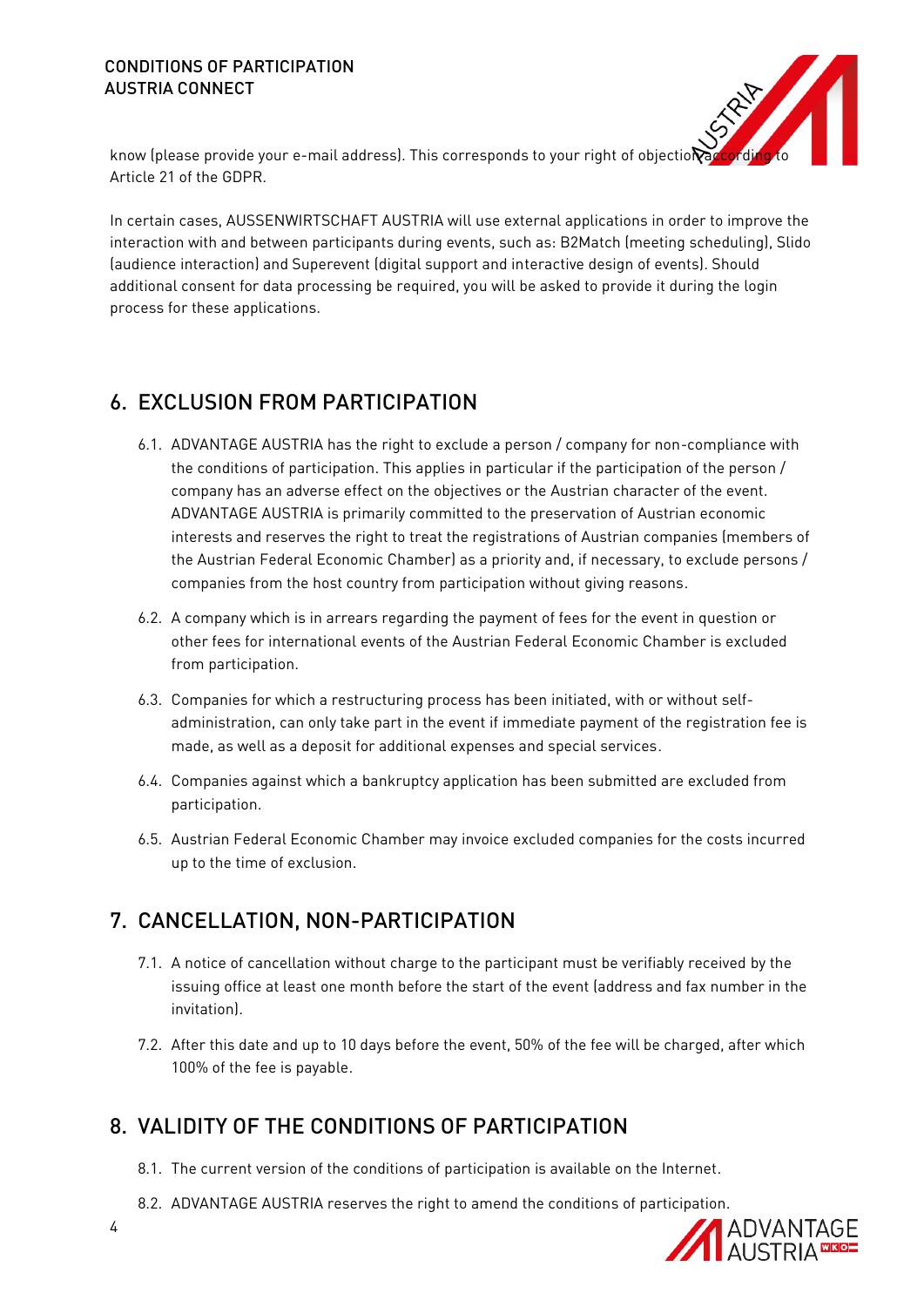know (please provide your e-mail address). This corresponds to your right of objection according to Article 21 of the GDPR.

In certain cases, AUSSENWIRTSCHAFT AUSTRIA will use external applications in order to improve the interaction with and between participants during events, such as: B2Match (meeting scheduling), Slido (audience interaction) and Superevent (digital support and interactive design of events). Should additional consent for data processing be required, you will be asked to provide it during the login process for these applications.

## 6. EXCLUSION FROM PARTICIPATION

6.1. ADVANTAGE AUSTRIA has the right to exclude a person / company for non-compliance with the conditions of participation. This applies in particular if the participation of the person / company has an adverse effect on the objectives or the Austrian character of the event. ADVANTAGE AUSTRIA is primarily committed to the preservation of Austrian economic interests and reserves the right to treat the registrations of Austrian companies (members of the Austrian Federal Economic Chamber) as a priority and, if necessary, to exclude persons / companies from the host country from participation without giving reasons.

6.2. A company which is in arrears regarding the payment of fees for the event in question or other fees for international events of the Austrian Federal Economic Chamber is excluded from participation.

6.3. Companies for which a restructuring process has been initiated, with or without self-administration, can only take part in the event if immediate payment of the registration fee is made, as well as a deposit for additional expenses and special services.

6.4. Companies against which a bankruptcy application has been submitted are excluded from participation.

6.5. Austrian Federal Economic Chamber may invoice excluded companies for the costs incurred up to the time of exclusion.

## 7. CANCELLATION, NON-PARTICIPATION

7.1. A notice of cancellation without charge to the participant must be verifiably received by the issuing office at least one month before the start of the event (address and fax number in the invitation).

7.2. After this date and up to 10 days before the event, 50% of the fee will be charged, after which 100% of the fee is payable.

## 8. VALIDITY OF THE CONDITIONS OF PARTICIPATION

8.1. The current version of the conditions of participation is available on the Internet.

8.2. ADVANTAGE AUSTRIA reserves the right to amend the conditions of participation.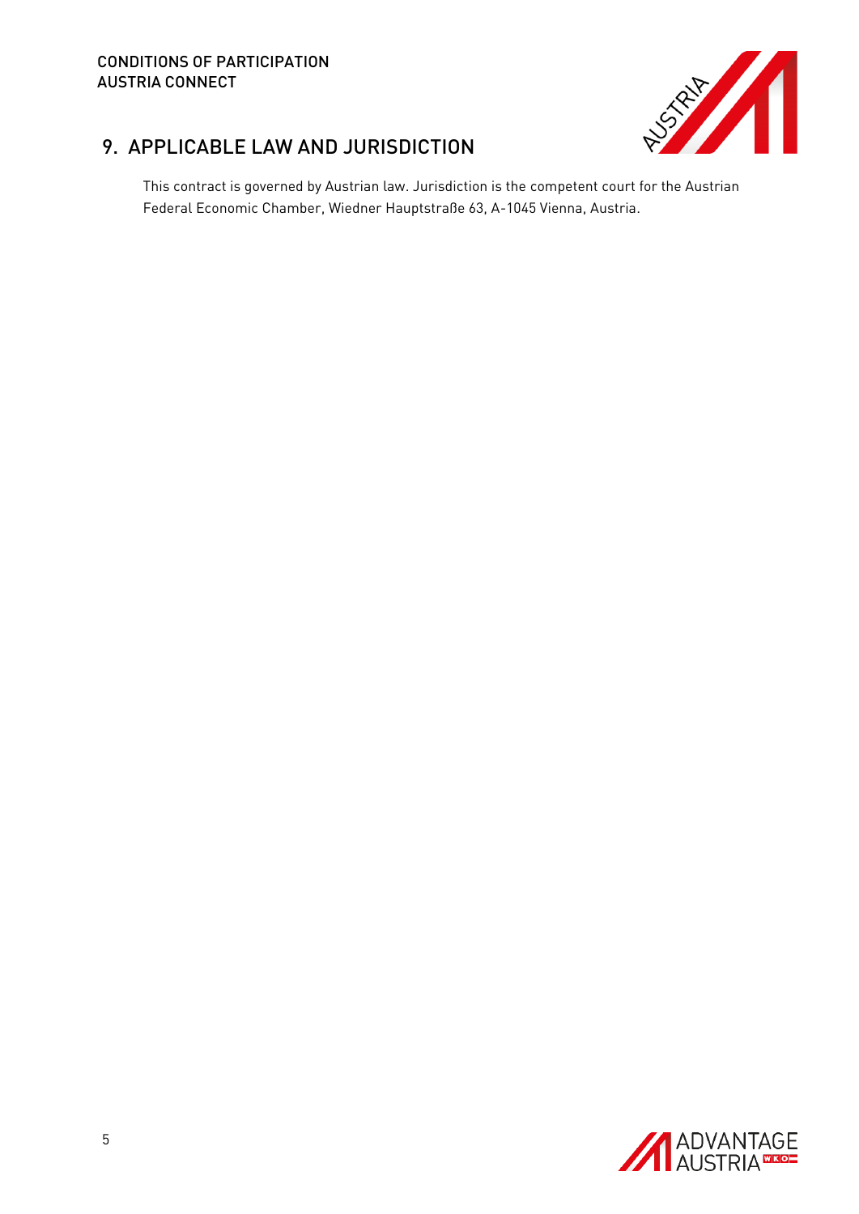## 9. APPLICABLE LAW AND JURISDICTION

This contract is governed by Austrian law. Jurisdiction is the competent court for the Austrian Federal Economic Chamber, Wiedner Hauptstraße 63, A-1045 Vienna, Austria.